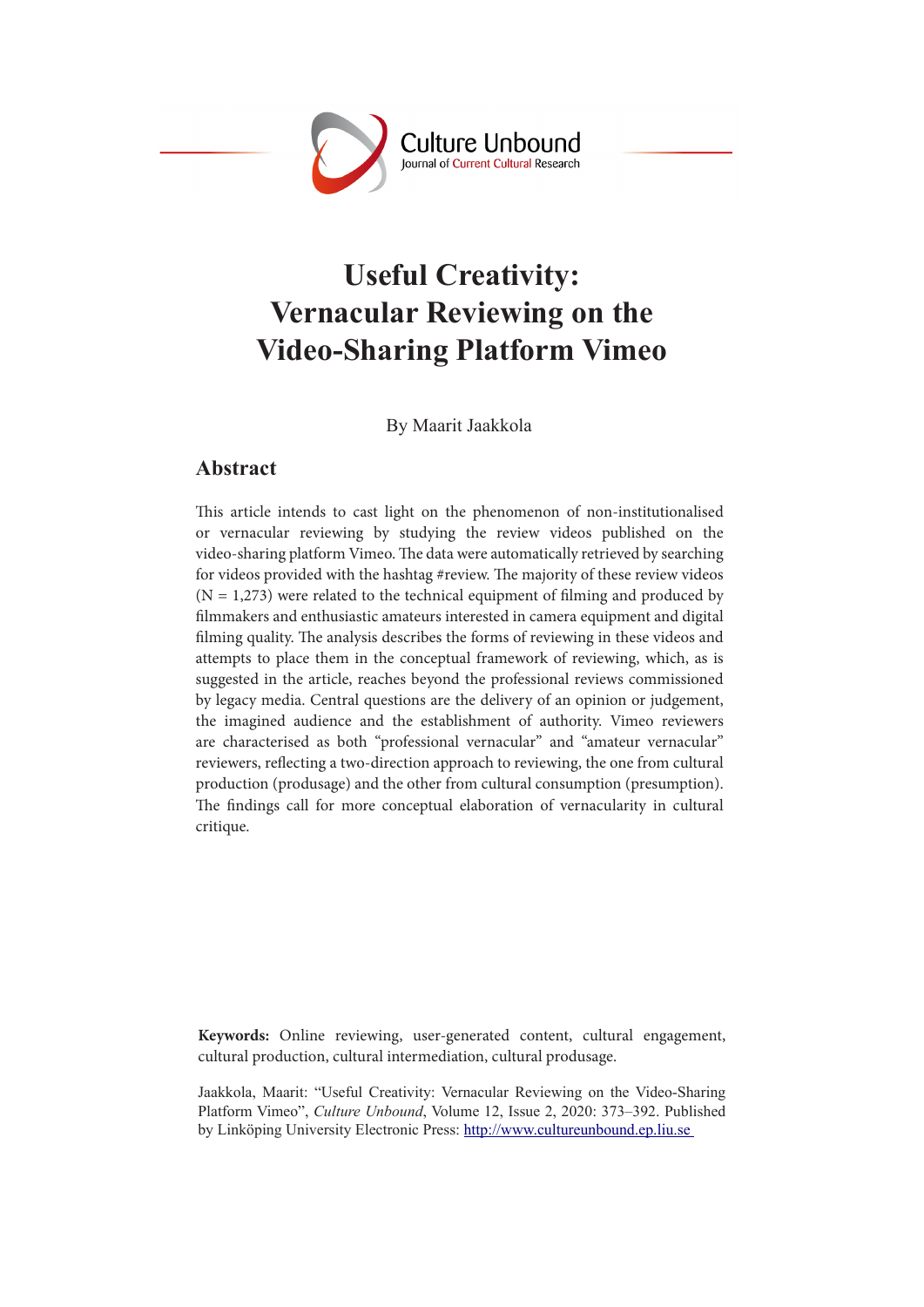Culture Unbound
Journal of Current Cultural Research

# Useful Creativity: Vernacular Reviewing on the Video-Sharing Platform Vimeo

By Maarit Jaakkola

## Abstract

This article intends to cast light on the phenomenon of non-institutionalised or vernacular reviewing by studying the review videos published on the video-sharing platform Vimeo. The data were automatically retrieved by searching for videos provided with the hashtag #review. The majority of these review videos (N = 1,273) were related to the technical equipment of filming and produced by filmmakers and enthusiastic amateurs interested in camera equipment and digital filming quality. The analysis describes the forms of reviewing in these videos and attempts to place them in the conceptual framework of reviewing, which, as is suggested in the article, reaches beyond the professional reviews commissioned by legacy media. Central questions are the delivery of an opinion or judgement, the imagined audience and the establishment of authority. Vimeo reviewers are characterised as both "professional vernacular" and "amateur vernacular" reviewers, reflecting a two-direction approach to reviewing, the one from cultural production (produsage) and the other from cultural consumption (presumption). The findings call for more conceptual elaboration of vernacularity in cultural critique.

**Keywords:** Online reviewing, user-generated content, cultural engagement, cultural production, cultural intermediation, cultural produsage.

Jaakkola, Maarit: "Useful Creativity: Vernacular Reviewing on the Video-Sharing Platform Vimeo", *Culture Unbound*, Volume 12, Issue 2, 2020: 373–392. Published by Linköping University Electronic Press: http://www.cultureunbound.ep.liu.se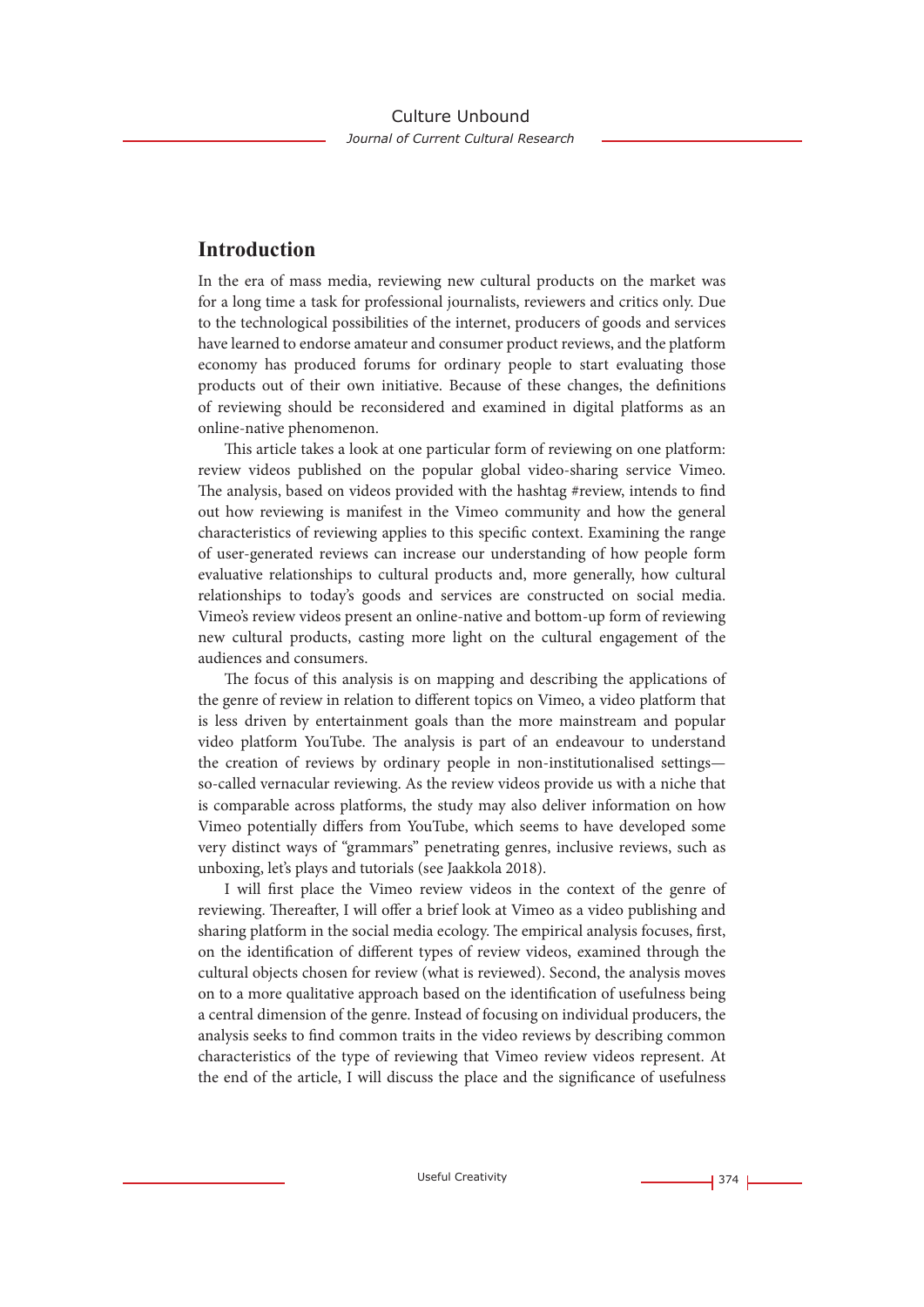## Introduction

In the era of mass media, reviewing new cultural products on the market was for a long time a task for professional journalists, reviewers and critics only. Due to the technological possibilities of the internet, producers of goods and services have learned to endorse amateur and consumer product reviews, and the platform economy has produced forums for ordinary people to start evaluating those products out of their own initiative. Because of these changes, the definitions of reviewing should be reconsidered and examined in digital platforms as an online-native phenomenon.

This article takes a look at one particular form of reviewing on one platform: review videos published on the popular global video-sharing service Vimeo. The analysis, based on videos provided with the hashtag #review, intends to find out how reviewing is manifest in the Vimeo community and how the general characteristics of reviewing applies to this specific context. Examining the range of user-generated reviews can increase our understanding of how people form evaluative relationships to cultural products and, more generally, how cultural relationships to today's goods and services are constructed on social media. Vimeo's review videos present an online-native and bottom-up form of reviewing new cultural products, casting more light on the cultural engagement of the audiences and consumers.

The focus of this analysis is on mapping and describing the applications of the genre of review in relation to different topics on Vimeo, a video platform that is less driven by entertainment goals than the more mainstream and popular video platform YouTube. The analysis is part of an endeavour to understand the creation of reviews by ordinary people in non-institutionalised settings—so-called vernacular reviewing. As the review videos provide us with a niche that is comparable across platforms, the study may also deliver information on how Vimeo potentially differs from YouTube, which seems to have developed some very distinct ways of "grammars" penetrating genres, inclusive reviews, such as unboxing, let's plays and tutorials (see Jaakkola 2018).

I will first place the Vimeo review videos in the context of the genre of reviewing. Thereafter, I will offer a brief look at Vimeo as a video publishing and sharing platform in the social media ecology. The empirical analysis focuses, first, on the identification of different types of review videos, examined through the cultural objects chosen for review (what is reviewed). Second, the analysis moves on to a more qualitative approach based on the identification of usefulness being a central dimension of the genre. Instead of focusing on individual producers, the analysis seeks to find common traits in the video reviews by describing common characteristics of the type of reviewing that Vimeo review videos represent. At the end of the article, I will discuss the place and the significance of usefulness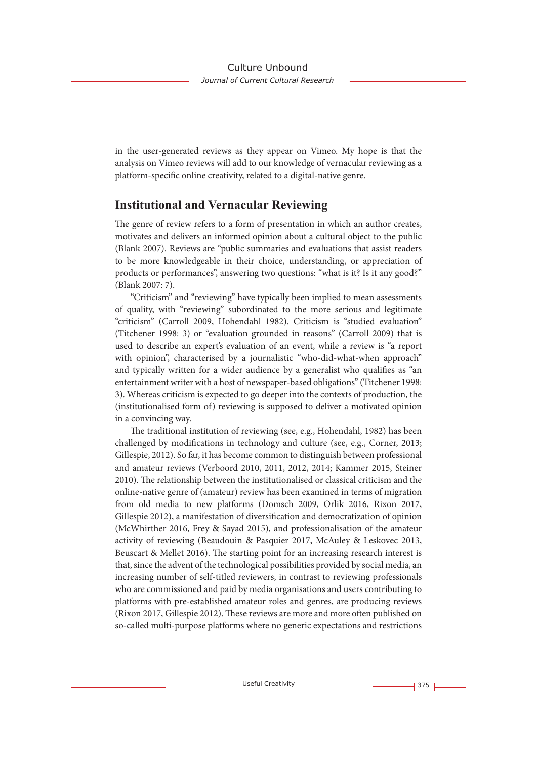in the user-generated reviews as they appear on Vimeo. My hope is that the analysis on Vimeo reviews will add to our knowledge of vernacular reviewing as a platform-specific online creativity, related to a digital-native genre.

## Institutional and Vernacular Reviewing

The genre of review refers to a form of presentation in which an author creates, motivates and delivers an informed opinion about a cultural object to the public (Blank 2007). Reviews are "public summaries and evaluations that assist readers to be more knowledgeable in their choice, understanding, or appreciation of products or performances", answering two questions: "what is it? Is it any good?" (Blank 2007: 7).

"Criticism" and "reviewing" have typically been implied to mean assessments of quality, with "reviewing" subordinated to the more serious and legitimate "criticism" (Carroll 2009, Hohendahl 1982). Criticism is "studied evaluation" (Titchener 1998: 3) or "evaluation grounded in reasons" (Carroll 2009) that is used to describe an expert's evaluation of an event, while a review is "a report with opinion", characterised by a journalistic "who-did-what-when approach" and typically written for a wider audience by a generalist who qualifies as "an entertainment writer with a host of newspaper-based obligations" (Titchener 1998: 3). Whereas criticism is expected to go deeper into the contexts of production, the (institutionalised form of) reviewing is supposed to deliver a motivated opinion in a convincing way.

The traditional institution of reviewing (see, e.g., Hohendahl, 1982) has been challenged by modifications in technology and culture (see, e.g., Corner, 2013; Gillespie, 2012). So far, it has become common to distinguish between professional and amateur reviews (Verboord 2010, 2011, 2012, 2014; Kammer 2015, Steiner 2010). The relationship between the institutionalised or classical criticism and the online-native genre of (amateur) review has been examined in terms of migration from old media to new platforms (Domsch 2009, Orlik 2016, Rixon 2017, Gillespie 2012), a manifestation of diversification and democratization of opinion (McWhirther 2016, Frey & Sayad 2015), and professionalisation of the amateur activity of reviewing (Beaudouin & Pasquier 2017, McAuley & Leskovec 2013, Beuscart & Mellet 2016). The starting point for an increasing research interest is that, since the advent of the technological possibilities provided by social media, an increasing number of self-titled reviewers, in contrast to reviewing professionals who are commissioned and paid by media organisations and users contributing to platforms with pre-established amateur roles and genres, are producing reviews (Rixon 2017, Gillespie 2012). These reviews are more and more often published on so-called multi-purpose platforms where no generic expectations and restrictions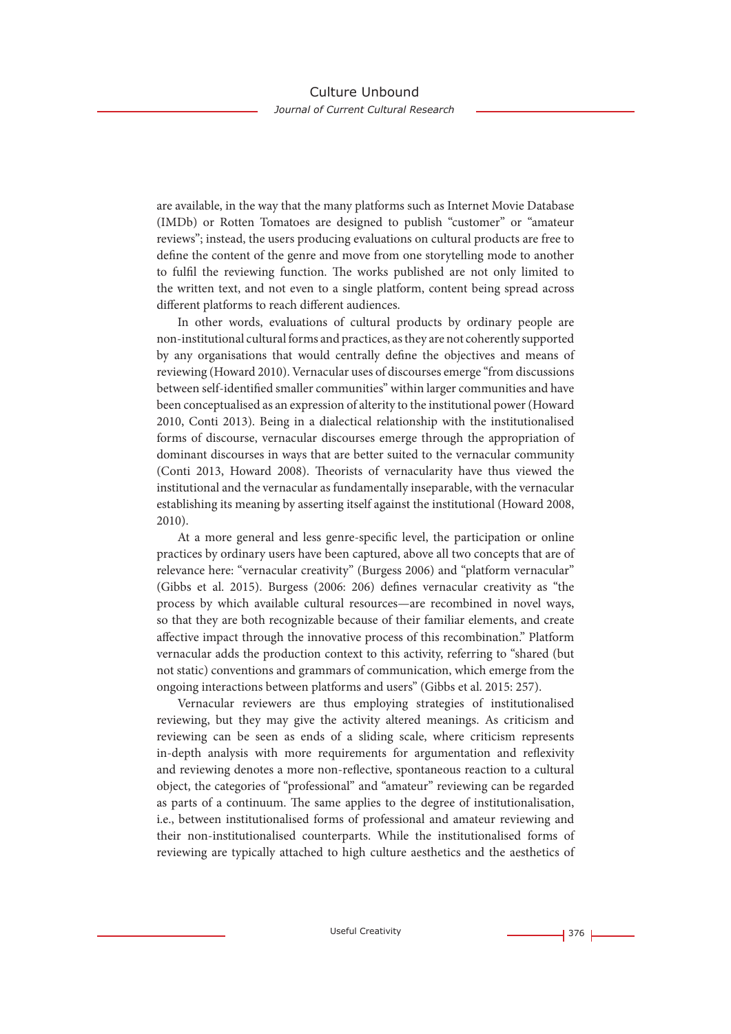are available, in the way that the many platforms such as Internet Movie Database (IMDb) or Rotten Tomatoes are designed to publish "customer" or "amateur reviews"; instead, the users producing evaluations on cultural products are free to define the content of the genre and move from one storytelling mode to another to fulfil the reviewing function. The works published are not only limited to the written text, and not even to a single platform, content being spread across different platforms to reach different audiences.

In other words, evaluations of cultural products by ordinary people are non-institutional cultural forms and practices, as they are not coherently supported by any organisations that would centrally define the objectives and means of reviewing (Howard 2010). Vernacular uses of discourses emerge "from discussions between self-identified smaller communities" within larger communities and have been conceptualised as an expression of alterity to the institutional power (Howard 2010, Conti 2013). Being in a dialectical relationship with the institutionalised forms of discourse, vernacular discourses emerge through the appropriation of dominant discourses in ways that are better suited to the vernacular community (Conti 2013, Howard 2008). Theorists of vernacularity have thus viewed the institutional and the vernacular as fundamentally inseparable, with the vernacular establishing its meaning by asserting itself against the institutional (Howard 2008, 2010).

At a more general and less genre-specific level, the participation or online practices by ordinary users have been captured, above all two concepts that are of relevance here: "vernacular creativity" (Burgess 2006) and "platform vernacular" (Gibbs et al. 2015). Burgess (2006: 206) defines vernacular creativity as "the process by which available cultural resources—are recombined in novel ways, so that they are both recognizable because of their familiar elements, and create affective impact through the innovative process of this recombination." Platform vernacular adds the production context to this activity, referring to "shared (but not static) conventions and grammars of communication, which emerge from the ongoing interactions between platforms and users" (Gibbs et al. 2015: 257).

Vernacular reviewers are thus employing strategies of institutionalised reviewing, but they may give the activity altered meanings. As criticism and reviewing can be seen as ends of a sliding scale, where criticism represents in-depth analysis with more requirements for argumentation and reflexivity and reviewing denotes a more non-reflective, spontaneous reaction to a cultural object, the categories of "professional" and "amateur" reviewing can be regarded as parts of a continuum. The same applies to the degree of institutionalisation, i.e., between institutionalised forms of professional and amateur reviewing and their non-institutionalised counterparts. While the institutionalised forms of reviewing are typically attached to high culture aesthetics and the aesthetics of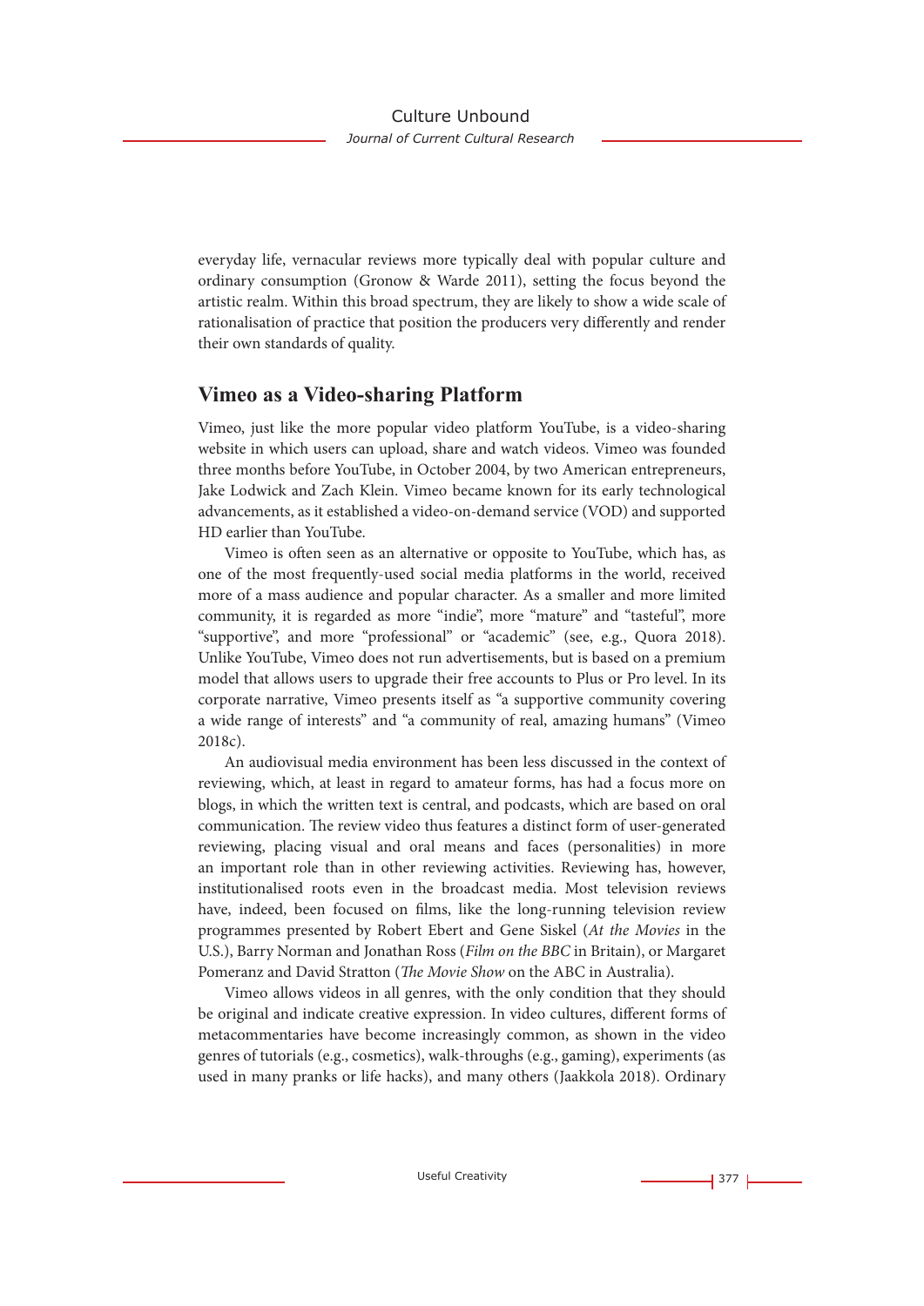everyday life, vernacular reviews more typically deal with popular culture and ordinary consumption (Gronow & Warde 2011), setting the focus beyond the artistic realm. Within this broad spectrum, they are likely to show a wide scale of rationalisation of practice that position the producers very differently and render their own standards of quality.

## Vimeo as a Video-sharing Platform

Vimeo, just like the more popular video platform YouTube, is a video-sharing website in which users can upload, share and watch videos. Vimeo was founded three months before YouTube, in October 2004, by two American entrepreneurs, Jake Lodwick and Zach Klein. Vimeo became known for its early technological advancements, as it established a video-on-demand service (VOD) and supported HD earlier than YouTube.

Vimeo is often seen as an alternative or opposite to YouTube, which has, as one of the most frequently-used social media platforms in the world, received more of a mass audience and popular character. As a smaller and more limited community, it is regarded as more "indie", more "mature" and "tasteful", more "supportive", and more "professional" or "academic" (see, e.g., Quora 2018). Unlike YouTube, Vimeo does not run advertisements, but is based on a premium model that allows users to upgrade their free accounts to Plus or Pro level. In its corporate narrative, Vimeo presents itself as "a supportive community covering a wide range of interests" and "a community of real, amazing humans" (Vimeo 2018c).

An audiovisual media environment has been less discussed in the context of reviewing, which, at least in regard to amateur forms, has had a focus more on blogs, in which the written text is central, and podcasts, which are based on oral communication. The review video thus features a distinct form of user-generated reviewing, placing visual and oral means and faces (personalities) in more an important role than in other reviewing activities. Reviewing has, however, institutionalised roots even in the broadcast media. Most television reviews have, indeed, been focused on films, like the long-running television review programmes presented by Robert Ebert and Gene Siskel (*At the Movies* in the U.S.), Barry Norman and Jonathan Ross (*Film on the BBC* in Britain), or Margaret Pomeranz and David Stratton (*The Movie Show* on the ABC in Australia).

Vimeo allows videos in all genres, with the only condition that they should be original and indicate creative expression. In video cultures, different forms of metacommentaries have become increasingly common, as shown in the video genres of tutorials (e.g., cosmetics), walk-throughs (e.g., gaming), experiments (as used in many pranks or life hacks), and many others (Jaakkola 2018). Ordinary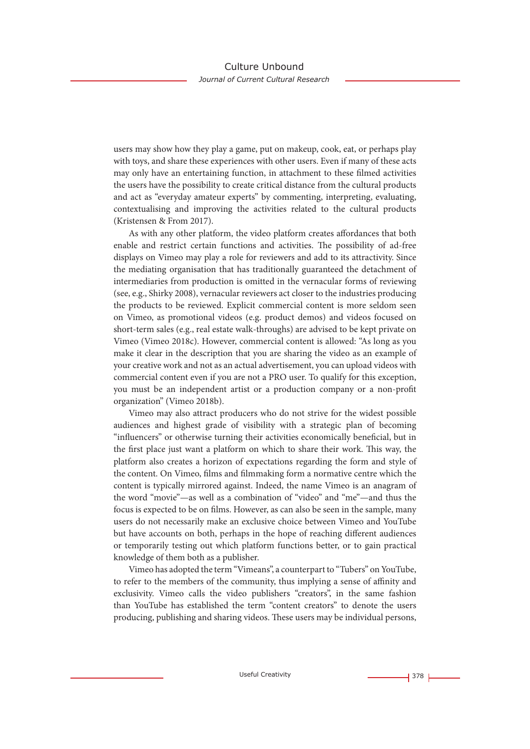users may show how they play a game, put on makeup, cook, eat, or perhaps play with toys, and share these experiences with other users. Even if many of these acts may only have an entertaining function, in attachment to these filmed activities the users have the possibility to create critical distance from the cultural products and act as "everyday amateur experts" by commenting, interpreting, evaluating, contextualising and improving the activities related to the cultural products (Kristensen & From 2017).

As with any other platform, the video platform creates affordances that both enable and restrict certain functions and activities. The possibility of ad-free displays on Vimeo may play a role for reviewers and add to its attractivity. Since the mediating organisation that has traditionally guaranteed the detachment of intermediaries from production is omitted in the vernacular forms of reviewing (see, e.g., Shirky 2008), vernacular reviewers act closer to the industries producing the products to be reviewed. Explicit commercial content is more seldom seen on Vimeo, as promotional videos (e.g. product demos) and videos focused on short-term sales (e.g., real estate walk-throughs) are advised to be kept private on Vimeo (Vimeo 2018c). However, commercial content is allowed: "As long as you make it clear in the description that you are sharing the video as an example of your creative work and not as an actual advertisement, you can upload videos with commercial content even if you are not a PRO user. To qualify for this exception, you must be an independent artist or a production company or a non-profit organization" (Vimeo 2018b).

Vimeo may also attract producers who do not strive for the widest possible audiences and highest grade of visibility with a strategic plan of becoming "influencers" or otherwise turning their activities economically beneficial, but in the first place just want a platform on which to share their work. This way, the platform also creates a horizon of expectations regarding the form and style of the content. On Vimeo, films and filmmaking form a normative centre which the content is typically mirrored against. Indeed, the name Vimeo is an anagram of the word "movie"—as well as a combination of "video" and "me"—and thus the focus is expected to be on films. However, as can also be seen in the sample, many users do not necessarily make an exclusive choice between Vimeo and YouTube but have accounts on both, perhaps in the hope of reaching different audiences or temporarily testing out which platform functions better, or to gain practical knowledge of them both as a publisher.

Vimeo has adopted the term "Vimeans", a counterpart to "Tubers" on YouTube, to refer to the members of the community, thus implying a sense of affinity and exclusivity. Vimeo calls the video publishers "creators", in the same fashion than YouTube has established the term "content creators" to denote the users producing, publishing and sharing videos. These users may be individual persons,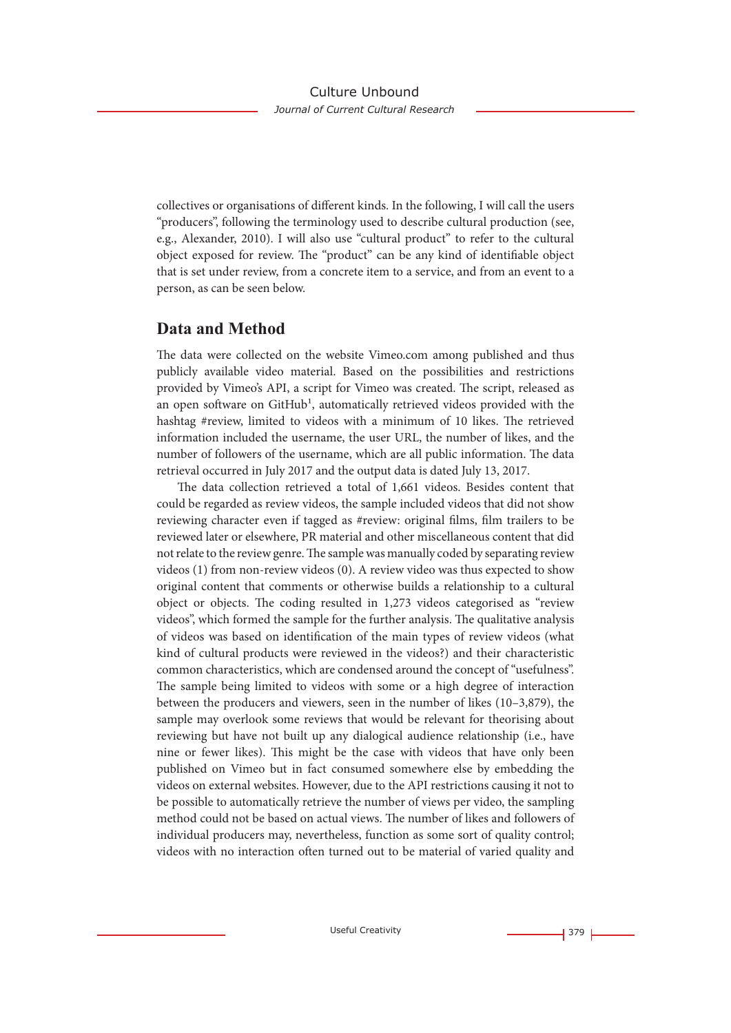collectives or organisations of different kinds. In the following, I will call the users "producers", following the terminology used to describe cultural production (see, e.g., Alexander, 2010). I will also use "cultural product" to refer to the cultural object exposed for review. The "product" can be any kind of identifiable object that is set under review, from a concrete item to a service, and from an event to a person, as can be seen below.

## Data and Method

The data were collected on the website Vimeo.com among published and thus publicly available video material. Based on the possibilities and restrictions provided by Vimeo's API, a script for Vimeo was created. The script, released as an open software on GitHub[1], automatically retrieved videos provided with the hashtag #review, limited to videos with a minimum of 10 likes. The retrieved information included the username, the user URL, the number of likes, and the number of followers of the username, which are all public information. The data retrieval occurred in July 2017 and the output data is dated July 13, 2017.

The data collection retrieved a total of 1,661 videos. Besides content that could be regarded as review videos, the sample included videos that did not show reviewing character even if tagged as #review: original films, film trailers to be reviewed later or elsewhere, PR material and other miscellaneous content that did not relate to the review genre. The sample was manually coded by separating review videos (1) from non-review videos (0). A review video was thus expected to show original content that comments or otherwise builds a relationship to a cultural object or objects. The coding resulted in 1,273 videos categorised as "review videos", which formed the sample for the further analysis. The qualitative analysis of videos was based on identification of the main types of review videos (what kind of cultural products were reviewed in the videos?) and their characteristic common characteristics, which are condensed around the concept of "usefulness". The sample being limited to videos with some or a high degree of interaction between the producers and viewers, seen in the number of likes (10–3,879), the sample may overlook some reviews that would be relevant for theorising about reviewing but have not built up any dialogical audience relationship (i.e., have nine or fewer likes). This might be the case with videos that have only been published on Vimeo but in fact consumed somewhere else by embedding the videos on external websites. However, due to the API restrictions causing it not to be possible to automatically retrieve the number of views per video, the sampling method could not be based on actual views. The number of likes and followers of individual producers may, nevertheless, function as some sort of quality control; videos with no interaction often turned out to be material of varied quality and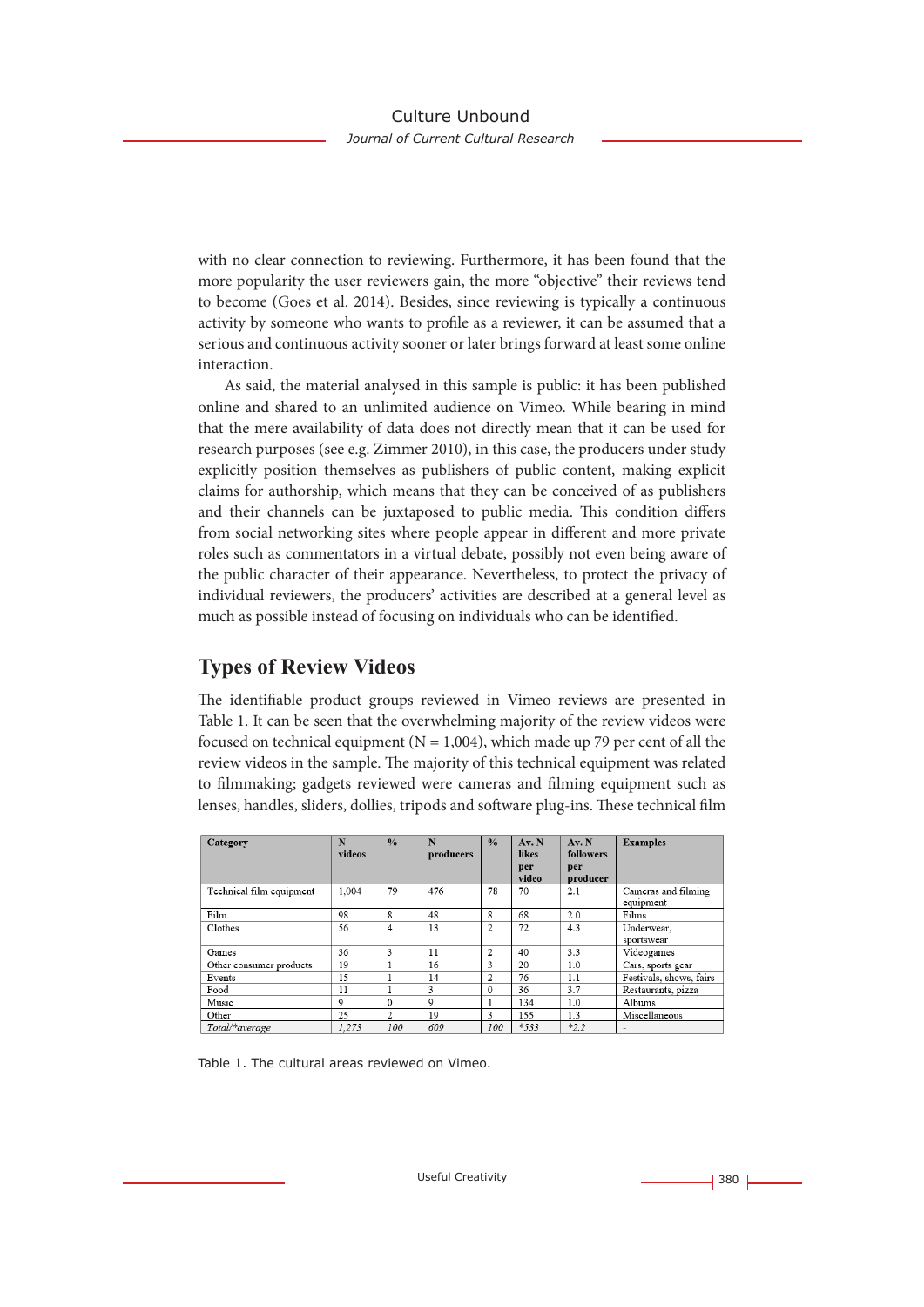with no clear connection to reviewing. Furthermore, it has been found that the more popularity the user reviewers gain, the more "objective" their reviews tend to become (Goes et al. 2014). Besides, since reviewing is typically a continuous activity by someone who wants to profile as a reviewer, it can be assumed that a serious and continuous activity sooner or later brings forward at least some online interaction.

As said, the material analysed in this sample is public: it has been published online and shared to an unlimited audience on Vimeo. While bearing in mind that the mere availability of data does not directly mean that it can be used for research purposes (see e.g. Zimmer 2010), in this case, the producers under study explicitly position themselves as publishers of public content, making explicit claims for authorship, which means that they can be conceived of as publishers and their channels can be juxtaposed to public media. This condition differs from social networking sites where people appear in different and more private roles such as commentators in a virtual debate, possibly not even being aware of the public character of their appearance. Nevertheless, to protect the privacy of individual reviewers, the producers' activities are described at a general level as much as possible instead of focusing on individuals who can be identified.

## Types of Review Videos

The identifiable product groups reviewed in Vimeo reviews are presented in Table 1. It can be seen that the overwhelming majority of the review videos were focused on technical equipment (N = 1,004), which made up 79 per cent of all the review videos in the sample. The majority of this technical equipment was related to filmmaking; gadgets reviewed were cameras and filming equipment such as lenses, handles, sliders, dollies, tripods and software plug-ins. These technical film

| Category | N videos | % | N producers | % | Av. N likes per video | Av. N followers per producer | Examples |
|---|---|---|---|---|---|---|---|
| Technical film equipment | 1,004 | 79 | 476 | 78 | 70 | 2.1 | Cameras and filming equipment |
| Film | 98 | 8 | 48 | 8 | 68 | 2.0 | Films |
| Clothes | 56 | 4 | 13 | 2 | 72 | 4.3 | Underwear, sportswear |
| Games | 36 | 3 | 11 | 2 | 40 | 3.3 | Videogames |
| Other consumer products | 19 | 1 | 16 | 3 | 20 | 1.0 | Cars, sports gear |
| Events | 15 | 1 | 14 | 2 | 76 | 1.1 | Festivals, shows, fairs |
| Food | 11 | 1 | 3 | 0 | 36 | 3.7 | Restaurants, pizza |
| Music | 9 | 0 | 9 | 1 | 134 | 1.0 | Albums |
| Other | 25 | 2 | 19 | 3 | 155 | 1.3 | Miscellaneous |
| *Total/\*average* | *1,273* | *100* | *609* | *100* | *\*533* | *\*2.2* | - |

Table 1. The cultural areas reviewed on Vimeo.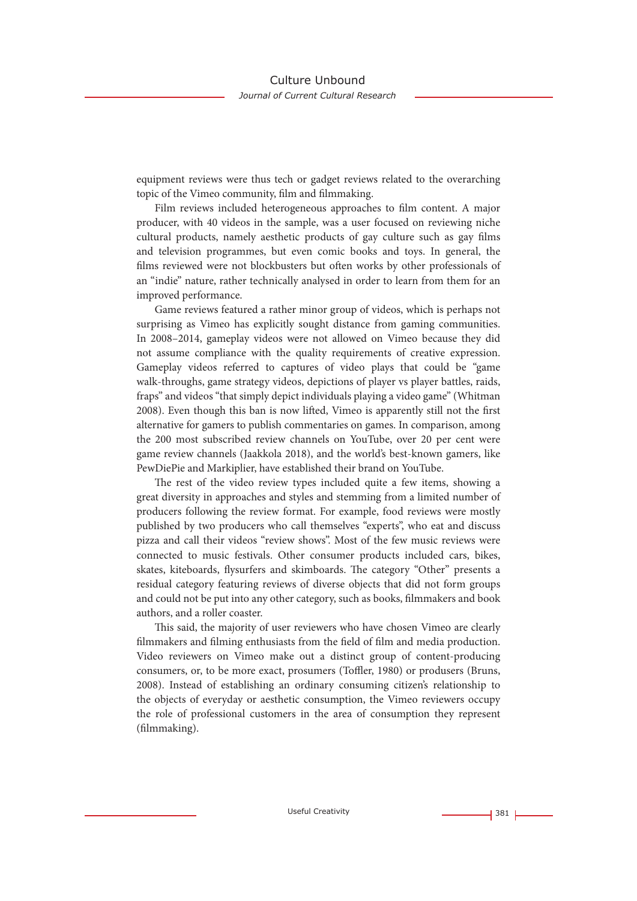equipment reviews were thus tech or gadget reviews related to the overarching topic of the Vimeo community, film and filmmaking.

Film reviews included heterogeneous approaches to film content. A major producer, with 40 videos in the sample, was a user focused on reviewing niche cultural products, namely aesthetic products of gay culture such as gay films and television programmes, but even comic books and toys. In general, the films reviewed were not blockbusters but often works by other professionals of an "indie" nature, rather technically analysed in order to learn from them for an improved performance.

Game reviews featured a rather minor group of videos, which is perhaps not surprising as Vimeo has explicitly sought distance from gaming communities. In 2008–2014, gameplay videos were not allowed on Vimeo because they did not assume compliance with the quality requirements of creative expression. Gameplay videos referred to captures of video plays that could be "game walk-throughs, game strategy videos, depictions of player vs player battles, raids, fraps" and videos "that simply depict individuals playing a video game" (Whitman 2008). Even though this ban is now lifted, Vimeo is apparently still not the first alternative for gamers to publish commentaries on games. In comparison, among the 200 most subscribed review channels on YouTube, over 20 per cent were game review channels (Jaakkola 2018), and the world's best-known gamers, like PewDiePie and Markiplier, have established their brand on YouTube.

The rest of the video review types included quite a few items, showing a great diversity in approaches and styles and stemming from a limited number of producers following the review format. For example, food reviews were mostly published by two producers who call themselves "experts", who eat and discuss pizza and call their videos "review shows". Most of the few music reviews were connected to music festivals. Other consumer products included cars, bikes, skates, kiteboards, flysurfers and skimboards. The category "Other" presents a residual category featuring reviews of diverse objects that did not form groups and could not be put into any other category, such as books, filmmakers and book authors, and a roller coaster.

This said, the majority of user reviewers who have chosen Vimeo are clearly filmmakers and filming enthusiasts from the field of film and media production. Video reviewers on Vimeo make out a distinct group of content-producing consumers, or, to be more exact, prosumers (Toffler, 1980) or produsers (Bruns, 2008). Instead of establishing an ordinary consuming citizen's relationship to the objects of everyday or aesthetic consumption, the Vimeo reviewers occupy the role of professional customers in the area of consumption they represent (filmmaking).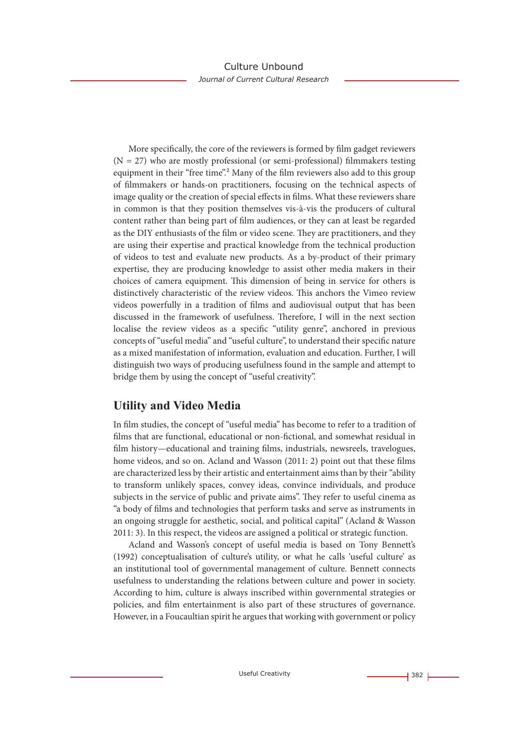More specifically, the core of the reviewers is formed by film gadget reviewers (N = 27) who are mostly professional (or semi-professional) filmmakers testing equipment in their "free time".[2] Many of the film reviewers also add to this group of filmmakers or hands-on practitioners, focusing on the technical aspects of image quality or the creation of special effects in films. What these reviewers share in common is that they position themselves vis-à-vis the producers of cultural content rather than being part of film audiences, or they can at least be regarded as the DIY enthusiasts of the film or video scene. They are practitioners, and they are using their expertise and practical knowledge from the technical production of videos to test and evaluate new products. As a by-product of their primary expertise, they are producing knowledge to assist other media makers in their choices of camera equipment. This dimension of being in service for others is distinctively characteristic of the review videos. This anchors the Vimeo review videos powerfully in a tradition of films and audiovisual output that has been discussed in the framework of usefulness. Therefore, I will in the next section localise the review videos as a specific "utility genre", anchored in previous concepts of "useful media" and "useful culture", to understand their specific nature as a mixed manifestation of information, evaluation and education. Further, I will distinguish two ways of producing usefulness found in the sample and attempt to bridge them by using the concept of "useful creativity".

## Utility and Video Media

In film studies, the concept of "useful media" has become to refer to a tradition of films that are functional, educational or non-fictional, and somewhat residual in film history—educational and training films, industrials, newsreels, travelogues, home videos, and so on. Acland and Wasson (2011: 2) point out that these films are characterized less by their artistic and entertainment aims than by their "ability to transform unlikely spaces, convey ideas, convince individuals, and produce subjects in the service of public and private aims". They refer to useful cinema as "a body of films and technologies that perform tasks and serve as instruments in an ongoing struggle for aesthetic, social, and political capital" (Acland & Wasson 2011: 3). In this respect, the videos are assigned a political or strategic function.

Acland and Wasson's concept of useful media is based on Tony Bennett's (1992) conceptualisation of culture's utility, or what he calls 'useful culture' as an institutional tool of governmental management of culture. Bennett connects usefulness to understanding the relations between culture and power in society. According to him, culture is always inscribed within governmental strategies or policies, and film entertainment is also part of these structures of governance. However, in a Foucaultian spirit he argues that working with government or policy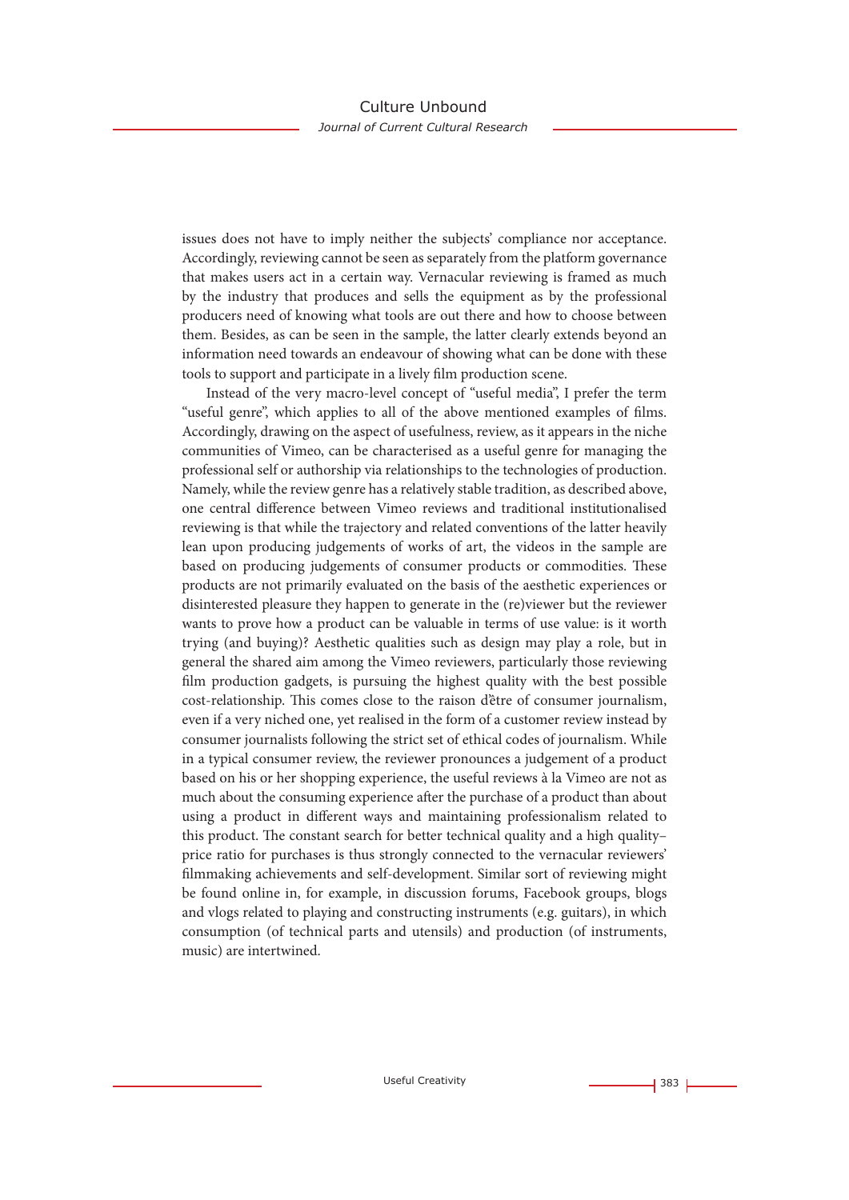issues does not have to imply neither the subjects' compliance nor acceptance. Accordingly, reviewing cannot be seen as separately from the platform governance that makes users act in a certain way. Vernacular reviewing is framed as much by the industry that produces and sells the equipment as by the professional producers need of knowing what tools are out there and how to choose between them. Besides, as can be seen in the sample, the latter clearly extends beyond an information need towards an endeavour of showing what can be done with these tools to support and participate in a lively film production scene.

Instead of the very macro-level concept of "useful media", I prefer the term "useful genre", which applies to all of the above mentioned examples of films. Accordingly, drawing on the aspect of usefulness, review, as it appears in the niche communities of Vimeo, can be characterised as a useful genre for managing the professional self or authorship via relationships to the technologies of production. Namely, while the review genre has a relatively stable tradition, as described above, one central difference between Vimeo reviews and traditional institutionalised reviewing is that while the trajectory and related conventions of the latter heavily lean upon producing judgements of works of art, the videos in the sample are based on producing judgements of consumer products or commodities. These products are not primarily evaluated on the basis of the aesthetic experiences or disinterested pleasure they happen to generate in the (re)viewer but the reviewer wants to prove how a product can be valuable in terms of use value: is it worth trying (and buying)? Aesthetic qualities such as design may play a role, but in general the shared aim among the Vimeo reviewers, particularly those reviewing film production gadgets, is pursuing the highest quality with the best possible cost-relationship. This comes close to the raison d'être of consumer journalism, even if a very niched one, yet realised in the form of a customer review instead by consumer journalists following the strict set of ethical codes of journalism. While in a typical consumer review, the reviewer pronounces a judgement of a product based on his or her shopping experience, the useful reviews à la Vimeo are not as much about the consuming experience after the purchase of a product than about using a product in different ways and maintaining professionalism related to this product. The constant search for better technical quality and a high quality–price ratio for purchases is thus strongly connected to the vernacular reviewers' filmmaking achievements and self-development. Similar sort of reviewing might be found online in, for example, in discussion forums, Facebook groups, blogs and vlogs related to playing and constructing instruments (e.g. guitars), in which consumption (of technical parts and utensils) and production (of instruments, music) are intertwined.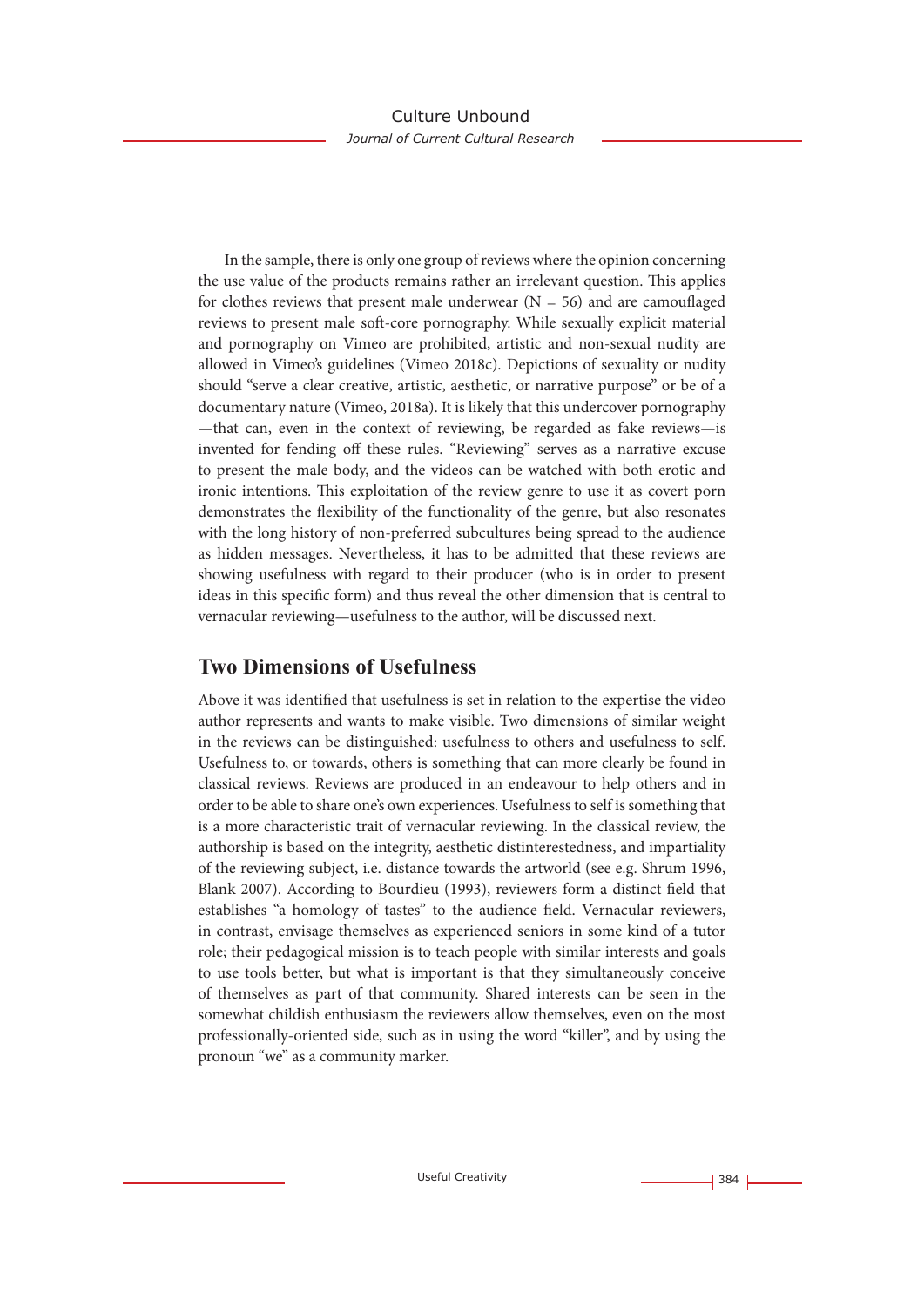In the sample, there is only one group of reviews where the opinion concerning the use value of the products remains rather an irrelevant question. This applies for clothes reviews that present male underwear (N = 56) and are camouflaged reviews to present male soft-core pornography. While sexually explicit material and pornography on Vimeo are prohibited, artistic and non-sexual nudity are allowed in Vimeo's guidelines (Vimeo 2018c). Depictions of sexuality or nudity should "serve a clear creative, artistic, aesthetic, or narrative purpose" or be of a documentary nature (Vimeo, 2018a). It is likely that this undercover pornography —that can, even in the context of reviewing, be regarded as fake reviews—is invented for fending off these rules. "Reviewing" serves as a narrative excuse to present the male body, and the videos can be watched with both erotic and ironic intentions. This exploitation of the review genre to use it as covert porn demonstrates the flexibility of the functionality of the genre, but also resonates with the long history of non-preferred subcultures being spread to the audience as hidden messages. Nevertheless, it has to be admitted that these reviews are showing usefulness with regard to their producer (who is in order to present ideas in this specific form) and thus reveal the other dimension that is central to vernacular reviewing—usefulness to the author, will be discussed next.

## Two Dimensions of Usefulness

Above it was identified that usefulness is set in relation to the expertise the video author represents and wants to make visible. Two dimensions of similar weight in the reviews can be distinguished: usefulness to others and usefulness to self. Usefulness to, or towards, others is something that can more clearly be found in classical reviews. Reviews are produced in an endeavour to help others and in order to be able to share one's own experiences. Usefulness to self is something that is a more characteristic trait of vernacular reviewing. In the classical review, the authorship is based on the integrity, aesthetic distinterestedness, and impartiality of the reviewing subject, i.e. distance towards the artworld (see e.g. Shrum 1996, Blank 2007). According to Bourdieu (1993), reviewers form a distinct field that establishes "a homology of tastes" to the audience field. Vernacular reviewers, in contrast, envisage themselves as experienced seniors in some kind of a tutor role; their pedagogical mission is to teach people with similar interests and goals to use tools better, but what is important is that they simultaneously conceive of themselves as part of that community. Shared interests can be seen in the somewhat childish enthusiasm the reviewers allow themselves, even on the most professionally-oriented side, such as in using the word "killer", and by using the pronoun "we" as a community marker.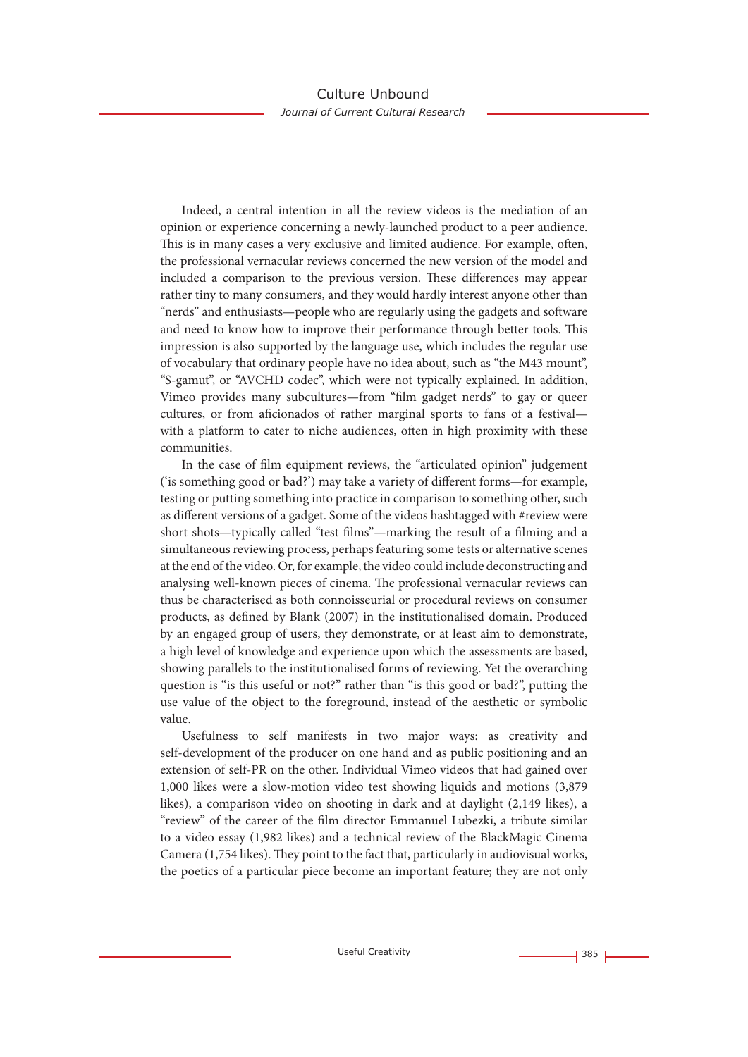Indeed, a central intention in all the review videos is the mediation of an opinion or experience concerning a newly-launched product to a peer audience. This is in many cases a very exclusive and limited audience. For example, often, the professional vernacular reviews concerned the new version of the model and included a comparison to the previous version. These differences may appear rather tiny to many consumers, and they would hardly interest anyone other than "nerds" and enthusiasts—people who are regularly using the gadgets and software and need to know how to improve their performance through better tools. This impression is also supported by the language use, which includes the regular use of vocabulary that ordinary people have no idea about, such as "the M43 mount", "S-gamut", or "AVCHD codec", which were not typically explained. In addition, Vimeo provides many subcultures—from "film gadget nerds" to gay or queer cultures, or from aficionados of rather marginal sports to fans of a festival—with a platform to cater to niche audiences, often in high proximity with these communities.

In the case of film equipment reviews, the "articulated opinion" judgement ('is something good or bad?') may take a variety of different forms—for example, testing or putting something into practice in comparison to something other, such as different versions of a gadget. Some of the videos hashtagged with #review were short shots—typically called "test films"—marking the result of a filming and a simultaneous reviewing process, perhaps featuring some tests or alternative scenes at the end of the video. Or, for example, the video could include deconstructing and analysing well-known pieces of cinema. The professional vernacular reviews can thus be characterised as both connoisseurial or procedural reviews on consumer products, as defined by Blank (2007) in the institutionalised domain. Produced by an engaged group of users, they demonstrate, or at least aim to demonstrate, a high level of knowledge and experience upon which the assessments are based, showing parallels to the institutionalised forms of reviewing. Yet the overarching question is "is this useful or not?" rather than "is this good or bad?", putting the use value of the object to the foreground, instead of the aesthetic or symbolic value.

Usefulness to self manifests in two major ways: as creativity and self-development of the producer on one hand and as public positioning and an extension of self-PR on the other. Individual Vimeo videos that had gained over 1,000 likes were a slow-motion video test showing liquids and motions (3,879 likes), a comparison video on shooting in dark and at daylight (2,149 likes), a "review" of the career of the film director Emmanuel Lubezki, a tribute similar to a video essay (1,982 likes) and a technical review of the BlackMagic Cinema Camera (1,754 likes). They point to the fact that, particularly in audiovisual works, the poetics of a particular piece become an important feature; they are not only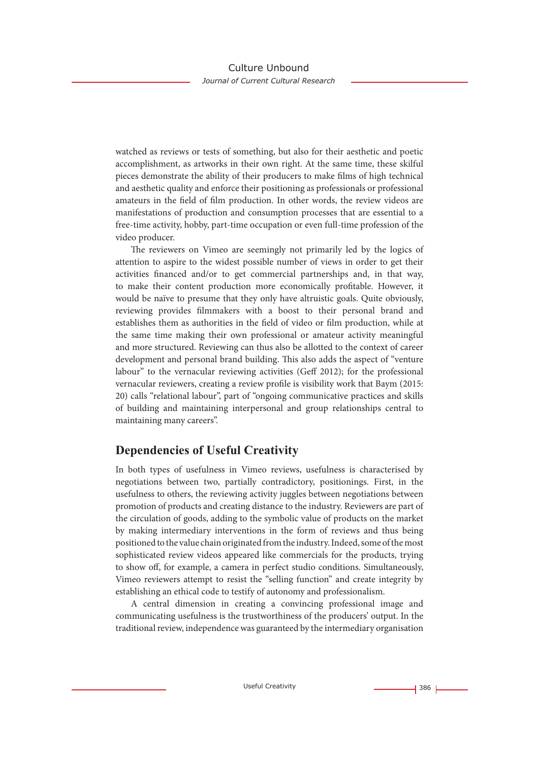watched as reviews or tests of something, but also for their aesthetic and poetic accomplishment, as artworks in their own right. At the same time, these skilful pieces demonstrate the ability of their producers to make films of high technical and aesthetic quality and enforce their positioning as professionals or professional amateurs in the field of film production. In other words, the review videos are manifestations of production and consumption processes that are essential to a free-time activity, hobby, part-time occupation or even full-time profession of the video producer.

The reviewers on Vimeo are seemingly not primarily led by the logics of attention to aspire to the widest possible number of views in order to get their activities financed and/or to get commercial partnerships and, in that way, to make their content production more economically profitable. However, it would be naïve to presume that they only have altruistic goals. Quite obviously, reviewing provides filmmakers with a boost to their personal brand and establishes them as authorities in the field of video or film production, while at the same time making their own professional or amateur activity meaningful and more structured. Reviewing can thus also be allotted to the context of career development and personal brand building. This also adds the aspect of "venture labour" to the vernacular reviewing activities (Geff 2012); for the professional vernacular reviewers, creating a review profile is visibility work that Baym (2015: 20) calls "relational labour", part of "ongoing communicative practices and skills of building and maintaining interpersonal and group relationships central to maintaining many careers".

## Dependencies of Useful Creativity

In both types of usefulness in Vimeo reviews, usefulness is characterised by negotiations between two, partially contradictory, positionings. First, in the usefulness to others, the reviewing activity juggles between negotiations between promotion of products and creating distance to the industry. Reviewers are part of the circulation of goods, adding to the symbolic value of products on the market by making intermediary interventions in the form of reviews and thus being positioned to the value chain originated from the industry. Indeed, some of the most sophisticated review videos appeared like commercials for the products, trying to show off, for example, a camera in perfect studio conditions. Simultaneously, Vimeo reviewers attempt to resist the "selling function" and create integrity by establishing an ethical code to testify of autonomy and professionalism.

A central dimension in creating a convincing professional image and communicating usefulness is the trustworthiness of the producers' output. In the traditional review, independence was guaranteed by the intermediary organisation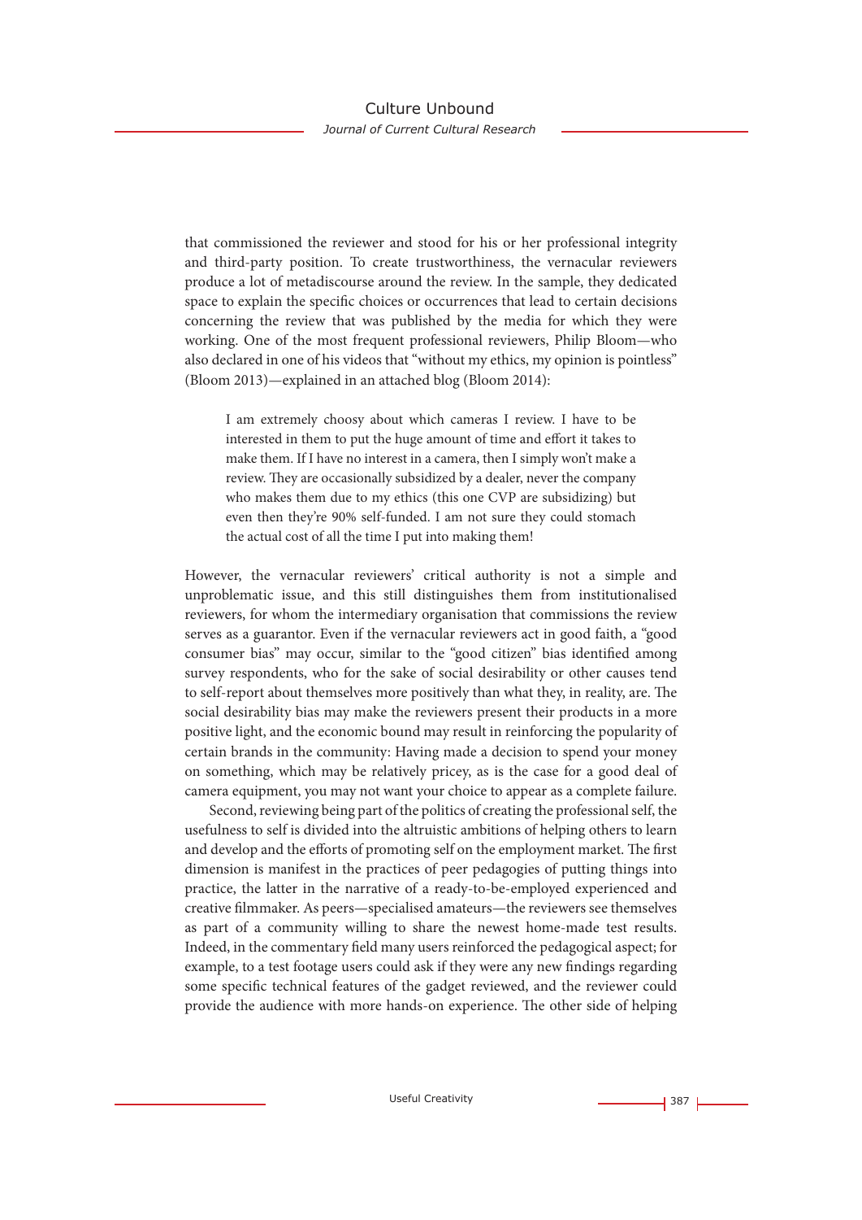that commissioned the reviewer and stood for his or her professional integrity and third-party position. To create trustworthiness, the vernacular reviewers produce a lot of metadiscourse around the review. In the sample, they dedicated space to explain the specific choices or occurrences that lead to certain decisions concerning the review that was published by the media for which they were working. One of the most frequent professional reviewers, Philip Bloom—who also declared in one of his videos that "without my ethics, my opinion is pointless" (Bloom 2013)—explained in an attached blog (Bloom 2014):

> I am extremely choosy about which cameras I review. I have to be interested in them to put the huge amount of time and effort it takes to make them. If I have no interest in a camera, then I simply won't make a review. They are occasionally subsidized by a dealer, never the company who makes them due to my ethics (this one CVP are subsidizing) but even then they're 90% self-funded. I am not sure they could stomach the actual cost of all the time I put into making them!

However, the vernacular reviewers' critical authority is not a simple and unproblematic issue, and this still distinguishes them from institutionalised reviewers, for whom the intermediary organisation that commissions the review serves as a guarantor. Even if the vernacular reviewers act in good faith, a "good consumer bias" may occur, similar to the "good citizen" bias identified among survey respondents, who for the sake of social desirability or other causes tend to self-report about themselves more positively than what they, in reality, are. The social desirability bias may make the reviewers present their products in a more positive light, and the economic bound may result in reinforcing the popularity of certain brands in the community: Having made a decision to spend your money on something, which may be relatively pricey, as is the case for a good deal of camera equipment, you may not want your choice to appear as a complete failure.

Second, reviewing being part of the politics of creating the professional self, the usefulness to self is divided into the altruistic ambitions of helping others to learn and develop and the efforts of promoting self on the employment market. The first dimension is manifest in the practices of peer pedagogies of putting things into practice, the latter in the narrative of a ready-to-be-employed experienced and creative filmmaker. As peers—specialised amateurs—the reviewers see themselves as part of a community willing to share the newest home-made test results. Indeed, in the commentary field many users reinforced the pedagogical aspect; for example, to a test footage users could ask if they were any new findings regarding some specific technical features of the gadget reviewed, and the reviewer could provide the audience with more hands-on experience. The other side of helping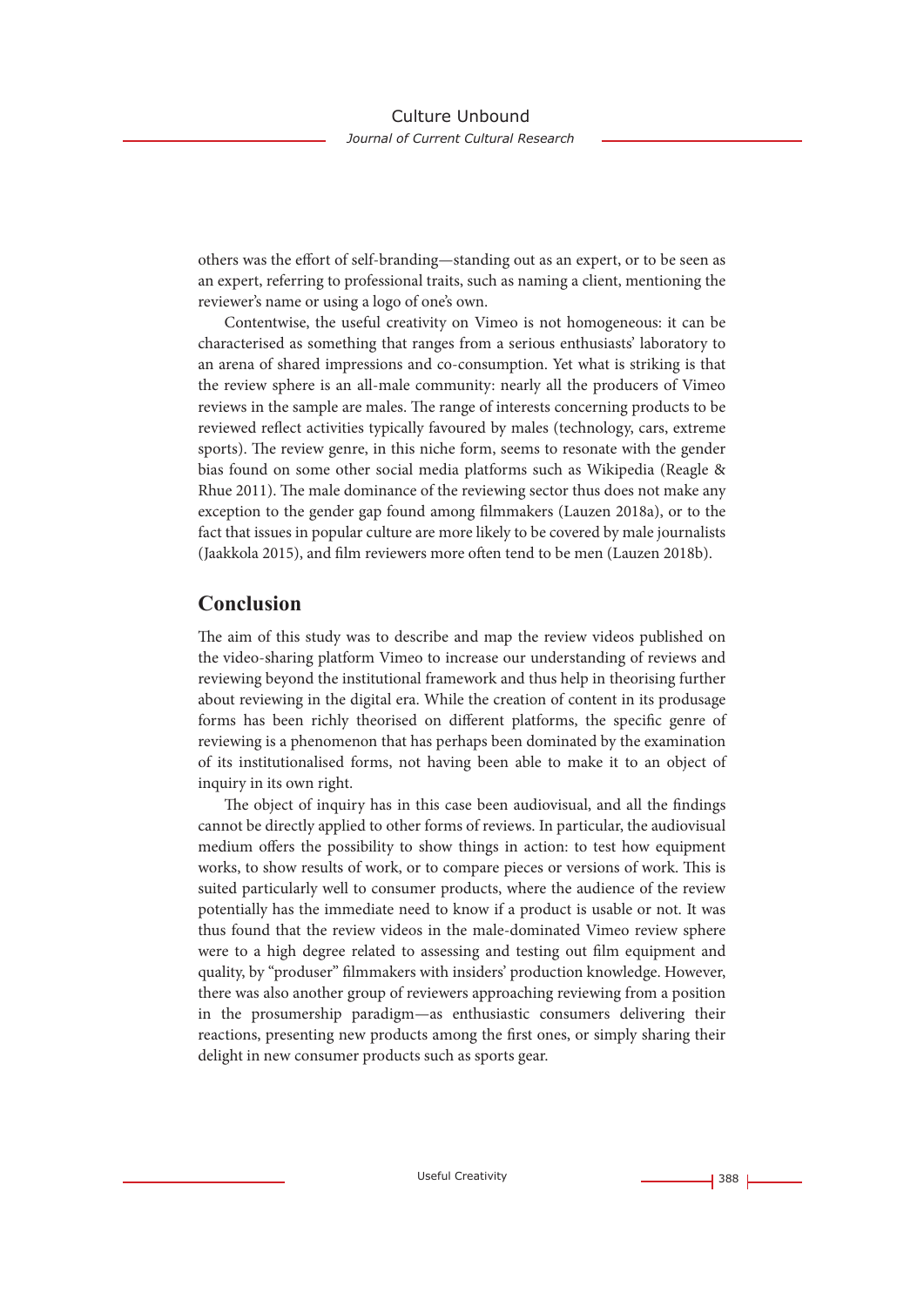others was the effort of self-branding—standing out as an expert, or to be seen as an expert, referring to professional traits, such as naming a client, mentioning the reviewer's name or using a logo of one's own.

Contentwise, the useful creativity on Vimeo is not homogeneous: it can be characterised as something that ranges from a serious enthusiasts' laboratory to an arena of shared impressions and co-consumption. Yet what is striking is that the review sphere is an all-male community: nearly all the producers of Vimeo reviews in the sample are males. The range of interests concerning products to be reviewed reflect activities typically favoured by males (technology, cars, extreme sports). The review genre, in this niche form, seems to resonate with the gender bias found on some other social media platforms such as Wikipedia (Reagle & Rhue 2011). The male dominance of the reviewing sector thus does not make any exception to the gender gap found among filmmakers (Lauzen 2018a), or to the fact that issues in popular culture are more likely to be covered by male journalists (Jaakkola 2015), and film reviewers more often tend to be men (Lauzen 2018b).

## Conclusion

The aim of this study was to describe and map the review videos published on the video-sharing platform Vimeo to increase our understanding of reviews and reviewing beyond the institutional framework and thus help in theorising further about reviewing in the digital era. While the creation of content in its produsage forms has been richly theorised on different platforms, the specific genre of reviewing is a phenomenon that has perhaps been dominated by the examination of its institutionalised forms, not having been able to make it to an object of inquiry in its own right.

The object of inquiry has in this case been audiovisual, and all the findings cannot be directly applied to other forms of reviews. In particular, the audiovisual medium offers the possibility to show things in action: to test how equipment works, to show results of work, or to compare pieces or versions of work. This is suited particularly well to consumer products, where the audience of the review potentially has the immediate need to know if a product is usable or not. It was thus found that the review videos in the male-dominated Vimeo review sphere were to a high degree related to assessing and testing out film equipment and quality, by "produser" filmmakers with insiders' production knowledge. However, there was also another group of reviewers approaching reviewing from a position in the prosumership paradigm—as enthusiastic consumers delivering their reactions, presenting new products among the first ones, or simply sharing their delight in new consumer products such as sports gear.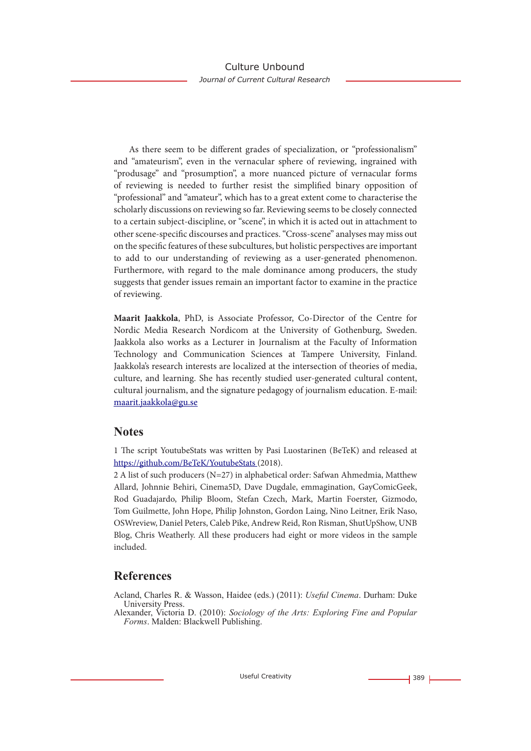As there seem to be different grades of specialization, or "professionalism" and "amateurism", even in the vernacular sphere of reviewing, ingrained with "produsage" and "prosumption", a more nuanced picture of vernacular forms of reviewing is needed to further resist the simplified binary opposition of "professional" and "amateur", which has to a great extent come to characterise the scholarly discussions on reviewing so far. Reviewing seems to be closely connected to a certain subject-discipline, or "scene", in which it is acted out in attachment to other scene-specific discourses and practices. "Cross-scene" analyses may miss out on the specific features of these subcultures, but holistic perspectives are important to add to our understanding of reviewing as a user-generated phenomenon. Furthermore, with regard to the male dominance among producers, the study suggests that gender issues remain an important factor to examine in the practice of reviewing.

**Maarit Jaakkola**, PhD, is Associate Professor, Co-Director of the Centre for Nordic Media Research Nordicom at the University of Gothenburg, Sweden. Jaakkola also works as a Lecturer in Journalism at the Faculty of Information Technology and Communication Sciences at Tampere University, Finland. Jaakkola's research interests are localized at the intersection of theories of media, culture, and learning. She has recently studied user-generated cultural content, cultural journalism, and the signature pedagogy of journalism education. E-mail: maarit.jaakkola@gu.se

## Notes

1 The script YoutubeStats was written by Pasi Luostarinen (BeTeK) and released at https://github.com/BeTeK/YoutubeStats (2018).

2 A list of such producers (N=27) in alphabetical order: Safwan Ahmedmia, Matthew Allard, Johnnie Behiri, Cinema5D, Dave Dugdale, emmagination, GayComicGeek, Rod Guadajardo, Philip Bloom, Stefan Czech, Mark, Martin Foerster, Gizmodo, Tom Guilmette, John Hope, Philip Johnston, Gordon Laing, Nino Leitner, Erik Naso, OSWreview, Daniel Peters, Caleb Pike, Andrew Reid, Ron Risman, ShutUpShow, UNB Blog, Chris Weatherly. All these producers had eight or more videos in the sample included.

## References

Acland, Charles R. & Wasson, Haidee (eds.) (2011): *Useful Cinema*. Durham: Duke University Press.

Alexander, Victoria D. (2010): *Sociology of the Arts: Exploring Fine and Popular Forms*. Malden: Blackwell Publishing.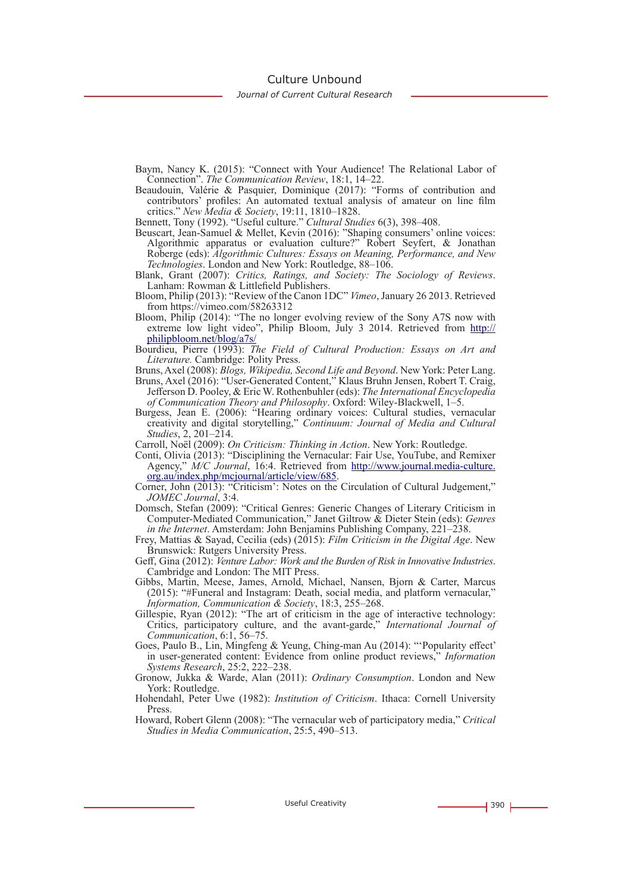Baym, Nancy K. (2015): "Connect with Your Audience! The Relational Labor of Connection". *The Communication Review*, 18:1, 14–22.

Beaudouin, Valérie & Pasquier, Dominique (2017): "Forms of contribution and contributors' profiles: An automated textual analysis of amateur on line film critics." *New Media & Society*, 19:11, 1810–1828.

Bennett, Tony (1992). "Useful culture." *Cultural Studies* 6(3), 398–408.

Beuscart, Jean-Samuel & Mellet, Kevin (2016): "Shaping consumers' online voices: Algorithmic apparatus or evaluation culture?" Robert Seyfert, & Jonathan Roberge (eds): *Algorithmic Cultures: Essays on Meaning, Performance, and New Technologies*. London and New York: Routledge, 88–106.

Blank, Grant (2007): *Critics, Ratings, and Society: The Sociology of Reviews*. Lanham: Rowman & Littlefield Publishers.

Bloom, Philip (2013): "Review of the Canon 1DC" *Vimeo*, January 26 2013. Retrieved from https://vimeo.com/58263312

Bloom, Philip (2014): "The no longer evolving review of the Sony A7S now with extreme low light video", Philip Bloom, July 3 2014. Retrieved from http://philipbloom.net/blog/a7s/

Bourdieu, Pierre (1993): *The Field of Cultural Production: Essays on Art and Literature.* Cambridge: Polity Press.

Bruns, Axel (2008): *Blogs, Wikipedia, Second Life and Beyond*. New York: Peter Lang.

Bruns, Axel (2016): "User-Generated Content," Klaus Bruhn Jensen, Robert T. Craig, Jefferson D. Pooley, & Eric W. Rothenbuhler (eds): *The International Encyclopedia of Communication Theory and Philosophy*. Oxford: Wiley-Blackwell, 1–5.

Burgess, Jean E. (2006): "Hearing ordinary voices: Cultural studies, vernacular creativity and digital storytelling," *Continuum: Journal of Media and Cultural Studies*, 2, 201–214.

Carroll, Noël (2009): *On Criticism: Thinking in Action*. New York: Routledge.

Conti, Olivia (2013): "Disciplining the Vernacular: Fair Use, YouTube, and Remixer Agency," *M/C Journal*, 16:4. Retrieved from http://www.journal.media-culture.org.au/index.php/mcjournal/article/view/685.

Corner, John (2013): "'Criticism': Notes on the Circulation of Cultural Judgement," *JOMEC Journal*, 3:4.

Domsch, Stefan (2009): "Critical Genres: Generic Changes of Literary Criticism in Computer-Mediated Communication," Janet Giltrow & Dieter Stein (eds): *Genres in the Internet*. Amsterdam: John Benjamins Publishing Company, 221–238.

Frey, Mattias & Sayad, Cecilia (eds) (2015): *Film Criticism in the Digital Age*. New Brunswick: Rutgers University Press.

Geff, Gina (2012): *Venture Labor: Work and the Burden of Risk in Innovative Industries*. Cambridge and London: The MIT Press.

Gibbs, Martin, Meese, James, Arnold, Michael, Nansen, Bjorn & Carter, Marcus (2015): "#Funeral and Instagram: Death, social media, and platform vernacular," *Information, Communication & Society*, 18:3, 255–268.

Gillespie, Ryan (2012): "The art of criticism in the age of interactive technology: Critics, participatory culture, and the avant-garde," *International Journal of Communication*, 6:1, 56–75.

Goes, Paulo B., Lin, Mingfeng & Yeung, Ching-man Au (2014): "'Popularity effect' in user-generated content: Evidence from online product reviews," *Information Systems Research*, 25:2, 222–238.

Gronow, Jukka & Warde, Alan (2011): *Ordinary Consumption*. London and New York: Routledge.

Hohendahl, Peter Uwe (1982): *Institution of Criticism*. Ithaca: Cornell University Press.

Howard, Robert Glenn (2008): "The vernacular web of participatory media," *Critical Studies in Media Communication*, 25:5, 490–513.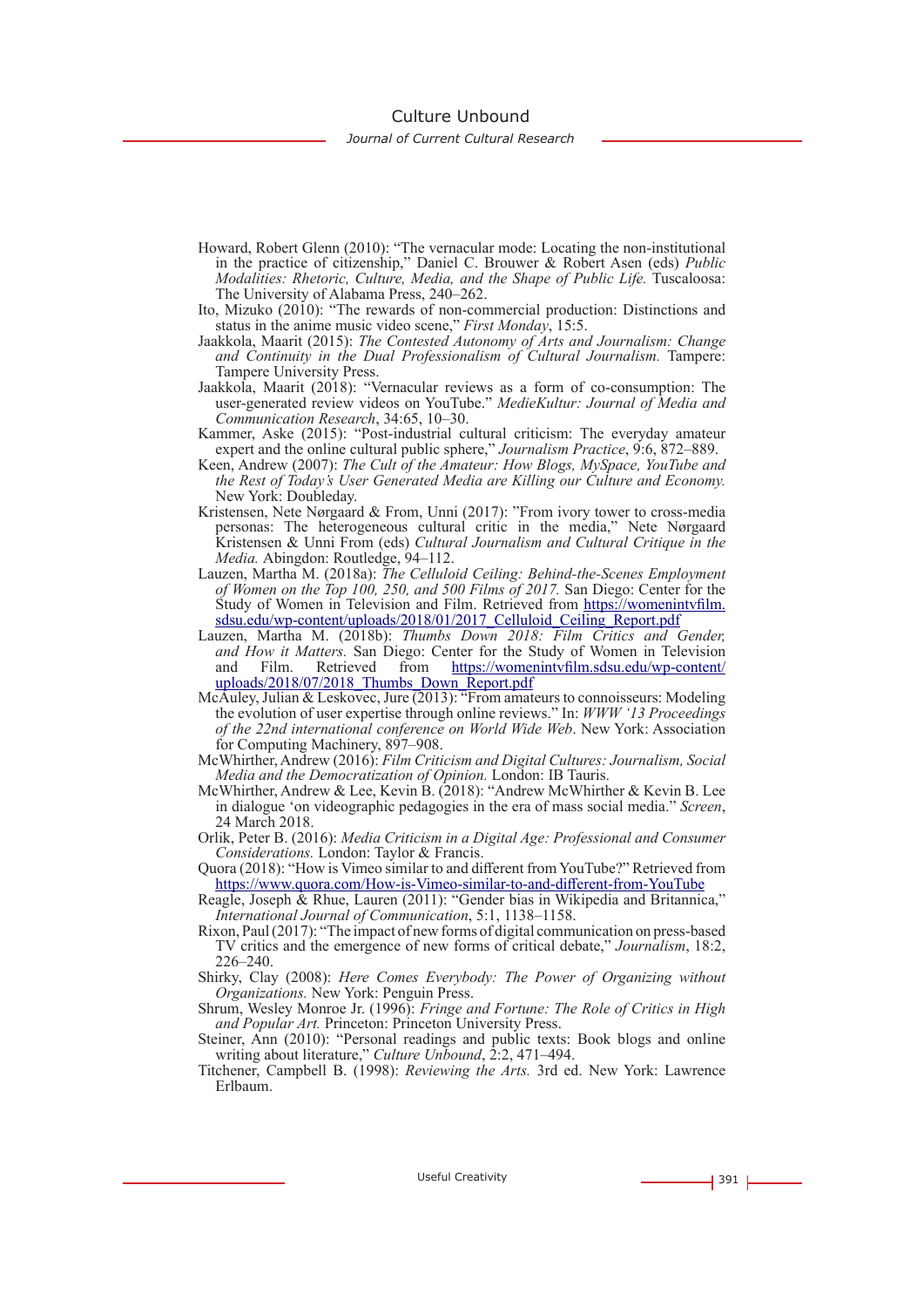Howard, Robert Glenn (2010): "The vernacular mode: Locating the non-institutional in the practice of citizenship," Daniel C. Brouwer & Robert Asen (eds) *Public Modalities: Rhetoric, Culture, Media, and the Shape of Public Life.* Tuscaloosa: The University of Alabama Press, 240–262.

Ito, Mizuko (2010): "The rewards of non-commercial production: Distinctions and status in the anime music video scene," *First Monday*, 15:5.

Jaakkola, Maarit (2015): *The Contested Autonomy of Arts and Journalism: Change and Continuity in the Dual Professionalism of Cultural Journalism.* Tampere: Tampere University Press.

Jaakkola, Maarit (2018): "Vernacular reviews as a form of co-consumption: The user-generated review videos on YouTube." *MedieKultur: Journal of Media and Communication Research*, 34:65, 10–30.

Kammer, Aske (2015): "Post-industrial cultural criticism: The everyday amateur expert and the online cultural public sphere," *Journalism Practice*, 9:6, 872–889.

Keen, Andrew (2007): *The Cult of the Amateur: How Blogs, MySpace, YouTube and the Rest of Today's User Generated Media are Killing our Culture and Economy.* New York: Doubleday.

Kristensen, Nete Nørgaard & From, Unni (2017): "From ivory tower to cross-media personas: The heterogeneous cultural critic in the media," Nete Nørgaard Kristensen & Unni From (eds) *Cultural Journalism and Cultural Critique in the Media.* Abingdon: Routledge, 94–112.

Lauzen, Martha M. (2018a): *The Celluloid Ceiling: Behind-the-Scenes Employment of Women on the Top 100, 250, and 500 Films of 2017.* San Diego: Center for the Study of Women in Television and Film. Retrieved from https://womenintvfilm.sdsu.edu/wp-content/uploads/2018/01/2017_Celluloid_Ceiling_Report.pdf

Lauzen, Martha M. (2018b): *Thumbs Down 2018: Film Critics and Gender, and How it Matters.* San Diego: Center for the Study of Women in Television and Film. Retrieved from https://womenintvfilm.sdsu.edu/wp-content/uploads/2018/07/2018_Thumbs_Down_Report.pdf

McAuley, Julian & Leskovec, Jure (2013): "From amateurs to connoisseurs: Modeling the evolution of user expertise through online reviews." In: *WWW '13 Proceedings of the 22nd international conference on World Wide Web*. New York: Association for Computing Machinery, 897–908.

McWhirther, Andrew (2016): *Film Criticism and Digital Cultures: Journalism, Social Media and the Democratization of Opinion.* London: IB Tauris.

McWhirther, Andrew & Lee, Kevin B. (2018): "Andrew McWhirther & Kevin B. Lee in dialogue 'on videographic pedagogies in the era of mass social media." *Screen*, 24 March 2018.

Orlik, Peter B. (2016): *Media Criticism in a Digital Age: Professional and Consumer Considerations.* London: Taylor & Francis.

Quora (2018): "How is Vimeo similar to and different from YouTube?" Retrieved from https://www.quora.com/How-is-Vimeo-similar-to-and-different-from-YouTube

Reagle, Joseph & Rhue, Lauren (2011): "Gender bias in Wikipedia and Britannica," *International Journal of Communication*, 5:1, 1138–1158.

Rixon, Paul (2017): "The impact of new forms of digital communication on press-based TV critics and the emergence of new forms of critical debate," *Journalism*, 18:2, 226–240.

Shirky, Clay (2008): *Here Comes Everybody: The Power of Organizing without Organizations.* New York: Penguin Press.

Shrum, Wesley Monroe Jr. (1996): *Fringe and Fortune: The Role of Critics in High and Popular Art.* Princeton: Princeton University Press.

Steiner, Ann (2010): "Personal readings and public texts: Book blogs and online writing about literature," *Culture Unbound*, 2:2, 471–494.

Titchener, Campbell B. (1998): *Reviewing the Arts.* 3rd ed. New York: Lawrence Erlbaum.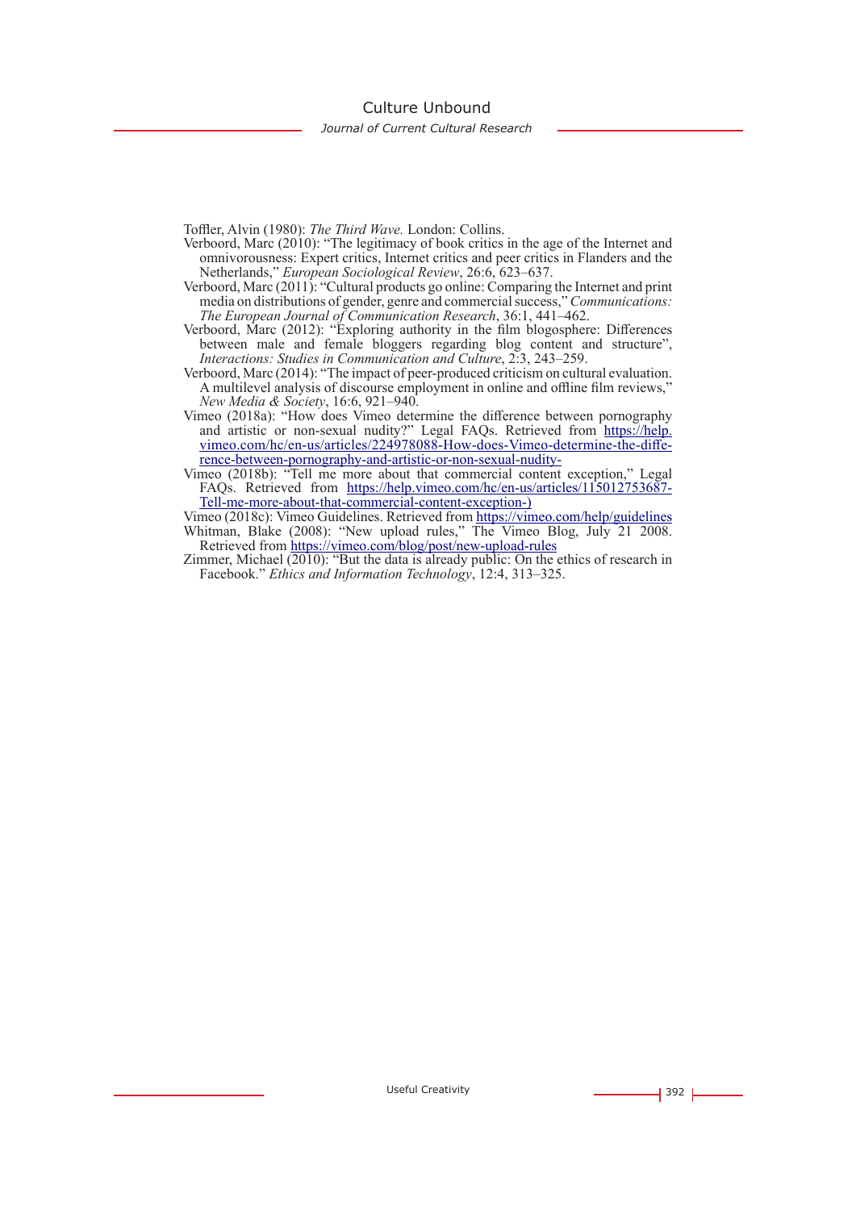Toffler, Alvin (1980): *The Third Wave.* London: Collins.

Verboord, Marc (2010): "The legitimacy of book critics in the age of the Internet and omnivorousness: Expert critics, Internet critics and peer critics in Flanders and the Netherlands," *European Sociological Review*, 26:6, 623–637.

Verboord, Marc (2011): "Cultural products go online: Comparing the Internet and print media on distributions of gender, genre and commercial success," *Communications: The European Journal of Communication Research*, 36:1, 441–462.

Verboord, Marc (2012): "Exploring authority in the film blogosphere: Differences between male and female bloggers regarding blog content and structure", *Interactions: Studies in Communication and Culture*, 2:3, 243–259.

Verboord, Marc (2014): "The impact of peer-produced criticism on cultural evaluation. A multilevel analysis of discourse employment in online and offline film reviews," *New Media & Society*, 16:6, 921–940.

Vimeo (2018a): "How does Vimeo determine the difference between pornography and artistic or non-sexual nudity?" Legal FAQs. Retrieved from https://help.vimeo.com/hc/en-us/articles/224978088-How-does-Vimeo-determine-the-difference-between-pornography-and-artistic-or-non-sexual-nudity-

Vimeo (2018b): "Tell me more about that commercial content exception," Legal FAQs. Retrieved from https://help.vimeo.com/hc/en-us/articles/115012753687-Tell-me-more-about-that-commercial-content-exception-)

Vimeo (2018c): Vimeo Guidelines. Retrieved from https://vimeo.com/help/guidelines

Whitman, Blake (2008): "New upload rules," The Vimeo Blog, July 21 2008. Retrieved from https://vimeo.com/blog/post/new-upload-rules

Zimmer, Michael (2010): "But the data is already public: On the ethics of research in Facebook." *Ethics and Information Technology*, 12:4, 313–325.